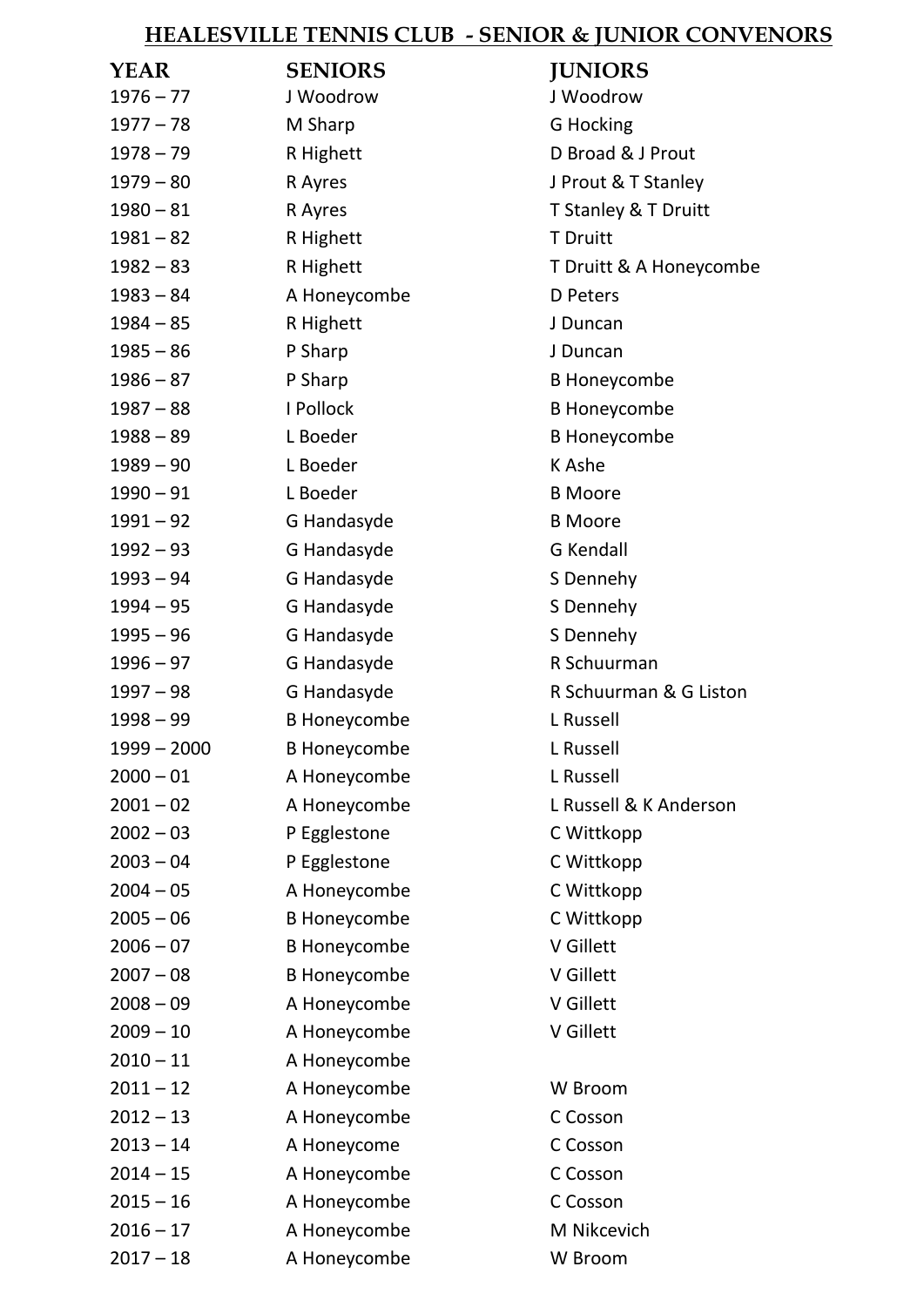# HEALESVILLE TENNIS CLUB - SENIOR & JUNIOR CONVENORS

| YEAR | SENIORS | JUNIORS |
|---|---|---|
| 1976 – 77 | J Woodrow | J Woodrow |
| 1977 – 78 | M Sharp | G Hocking |
| 1978 – 79 | R Highett | D Broad & J Prout |
| 1979 – 80 | R Ayres | J Prout & T Stanley |
| 1980 – 81 | R Ayres | T Stanley & T Druitt |
| 1981 – 82 | R Highett | T Druitt |
| 1982 – 83 | R Highett | T Druitt & A Honeycombe |
| 1983 – 84 | A Honeycombe | D Peters |
| 1984 – 85 | R Highett | J Duncan |
| 1985 – 86 | P Sharp | J Duncan |
| 1986 – 87 | P Sharp | B Honeycombe |
| 1987 – 88 | I Pollock | B Honeycombe |
| 1988 – 89 | L Boeder | B Honeycombe |
| 1989 – 90 | L Boeder | K Ashe |
| 1990 – 91 | L Boeder | B Moore |
| 1991 – 92 | G Handasyde | B Moore |
| 1992 – 93 | G Handasyde | G Kendall |
| 1993 – 94 | G Handasyde | S Dennehy |
| 1994 – 95 | G Handasyde | S Dennehy |
| 1995 – 96 | G Handasyde | S Dennehy |
| 1996 – 97 | G Handasyde | R Schuurman |
| 1997 – 98 | G Handasyde | R Schuurman & G Liston |
| 1998 – 99 | B Honeycombe | L Russell |
| 1999 – 2000 | B Honeycombe | L Russell |
| 2000 – 01 | A Honeycombe | L Russell |
| 2001 – 02 | A Honeycombe | L Russell & K Anderson |
| 2002 – 03 | P Egglestone | C Wittkopp |
| 2003 – 04 | P Egglestone | C Wittkopp |
| 2004 – 05 | A Honeycombe | C Wittkopp |
| 2005 – 06 | B Honeycombe | C Wittkopp |
| 2006 – 07 | B Honeycombe | V Gillett |
| 2007 – 08 | B Honeycombe | V Gillett |
| 2008 – 09 | A Honeycombe | V Gillett |
| 2009 – 10 | A Honeycombe | V Gillett |
| 2010 – 11 | A Honeycombe | |
| 2011 – 12 | A Honeycombe | W Broom |
| 2012 – 13 | A Honeycombe | C Cosson |
| 2013 – 14 | A Honeycome | C Cosson |
| 2014 – 15 | A Honeycombe | C Cosson |
| 2015 – 16 | A Honeycombe | C Cosson |
| 2016 – 17 | A Honeycombe | M Nikcevich |
| 2017 – 18 | A Honeycombe | W Broom |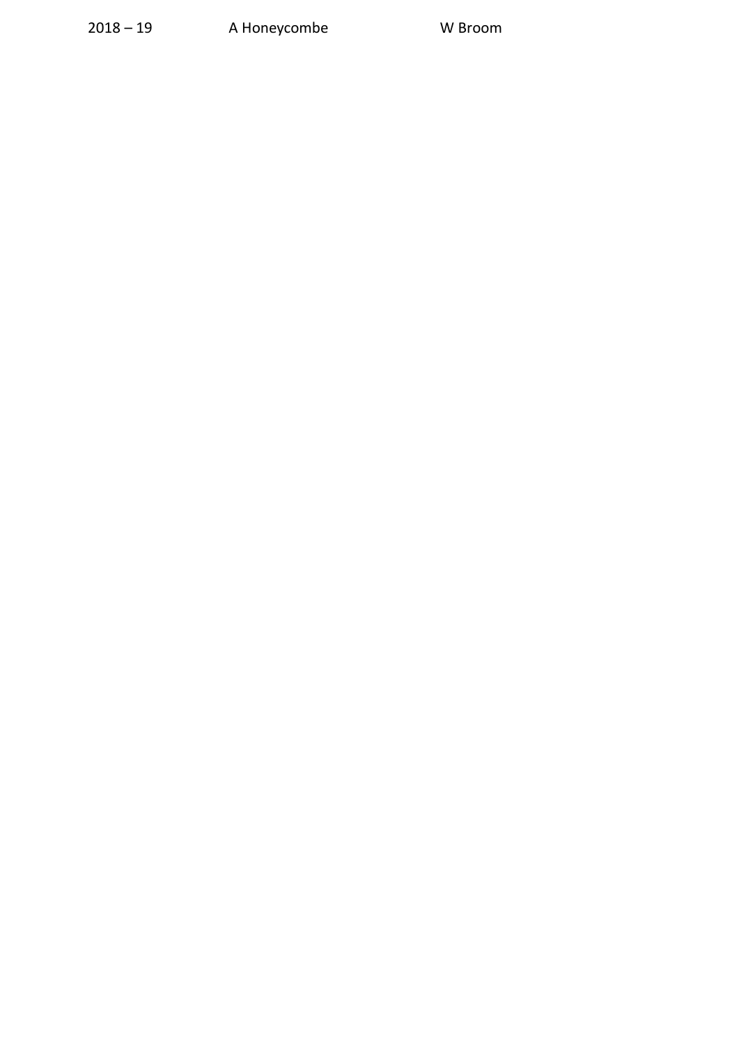| | | |
|---|---|---|
| 2018 – 19 | A Honeycombe | W Broom |